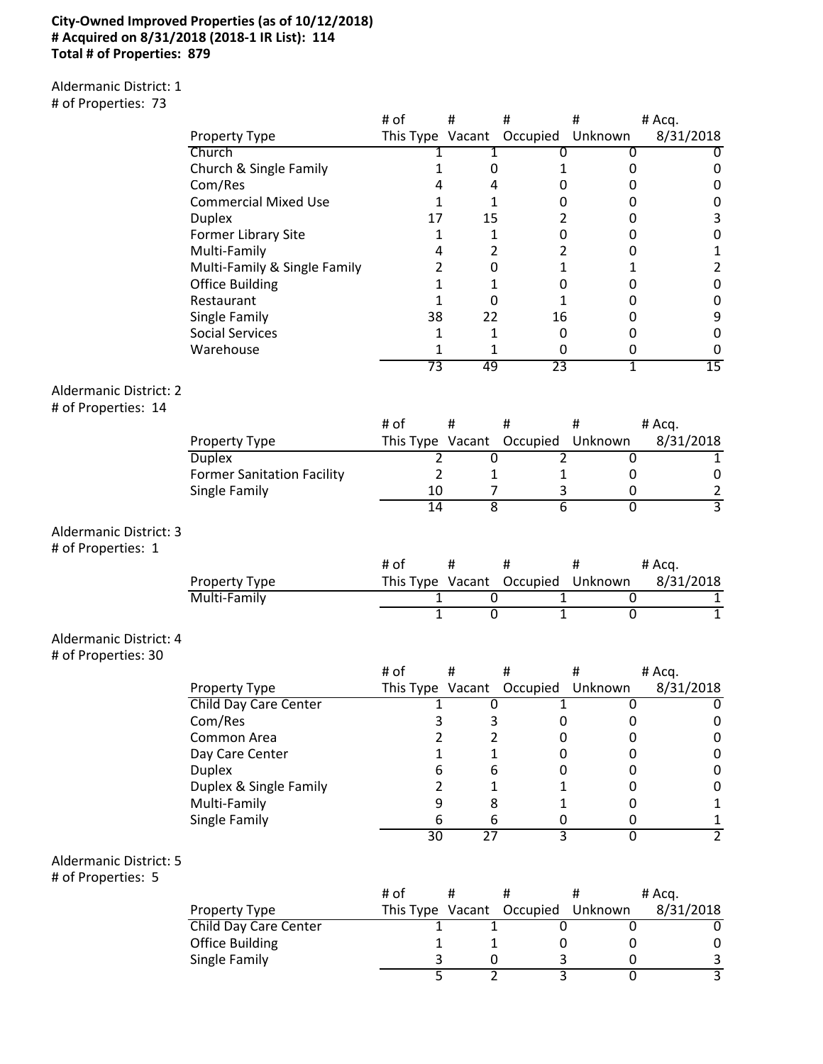**City-Owned Improved Properties (as of 10/12/2018)**
**# Acquired on 8/31/2018 (2018-1 IR List): 114**
**Total # of Properties: 879**

Aldermanic District: 1
# of Properties: 73

| Property Type | # of This Type | # Vacant | # Occupied | # Unknown | # Acq. 8/31/2018 |
|---|---|---|---|---|---|
| Church | 1 | 1 | 0 | 0 | 0 |
| Church & Single Family | 1 | 0 | 1 | 0 | 0 |
| Com/Res | 4 | 4 | 0 | 0 | 0 |
| Commercial Mixed Use | 1 | 1 | 0 | 0 | 0 |
| Duplex | 17 | 15 | 2 | 0 | 3 |
| Former Library Site | 1 | 1 | 0 | 0 | 0 |
| Multi-Family | 4 | 2 | 2 | 0 | 1 |
| Multi-Family & Single Family | 2 | 0 | 1 | 1 | 2 |
| Office Building | 1 | 1 | 0 | 0 | 0 |
| Restaurant | 1 | 0 | 1 | 0 | 0 |
| Single Family | 38 | 22 | 16 | 0 | 9 |
| Social Services | 1 | 1 | 0 | 0 | 0 |
| Warehouse | 1 | 1 | 0 | 0 | 0 |
| | 73 | 49 | 23 | 1 | 15 |

Aldermanic District: 2
# of Properties: 14

| Property Type | # of This Type | # Vacant | # Occupied | # Unknown | # Acq. 8/31/2018 |
|---|---|---|---|---|---|
| Duplex | 2 | 0 | 2 | 0 | 1 |
| Former Sanitation Facility | 2 | 1 | 1 | 0 | 0 |
| Single Family | 10 | 7 | 3 | 0 | 2 |
| | 14 | 8 | 6 | 0 | 3 |

Aldermanic District: 3
# of Properties: 1

| Property Type | # of This Type | # Vacant | # Occupied | # Unknown | # Acq. 8/31/2018 |
|---|---|---|---|---|---|
| Multi-Family | 1 | 0 | 1 | 0 | 1 |
| | 1 | 0 | 1 | 0 | 1 |

Aldermanic District: 4
# of Properties: 30

| Property Type | # of This Type | # Vacant | # Occupied | # Unknown | # Acq. 8/31/2018 |
|---|---|---|---|---|---|
| Child Day Care Center | 1 | 0 | 1 | 0 | 0 |
| Com/Res | 3 | 3 | 0 | 0 | 0 |
| Common Area | 2 | 2 | 0 | 0 | 0 |
| Day Care Center | 1 | 1 | 0 | 0 | 0 |
| Duplex | 6 | 6 | 0 | 0 | 0 |
| Duplex & Single Family | 2 | 1 | 1 | 0 | 0 |
| Multi-Family | 9 | 8 | 1 | 0 | 1 |
| Single Family | 6 | 6 | 0 | 0 | 1 |
| | 30 | 27 | 3 | 0 | 2 |

Aldermanic District: 5
# of Properties: 5

| Property Type | # of This Type | # Vacant | # Occupied | # Unknown | # Acq. 8/31/2018 |
|---|---|---|---|---|---|
| Child Day Care Center | 1 | 1 | 0 | 0 | 0 |
| Office Building | 1 | 1 | 0 | 0 | 0 |
| Single Family | 3 | 0 | 3 | 0 | 3 |
| | 5 | 2 | 3 | 0 | 3 |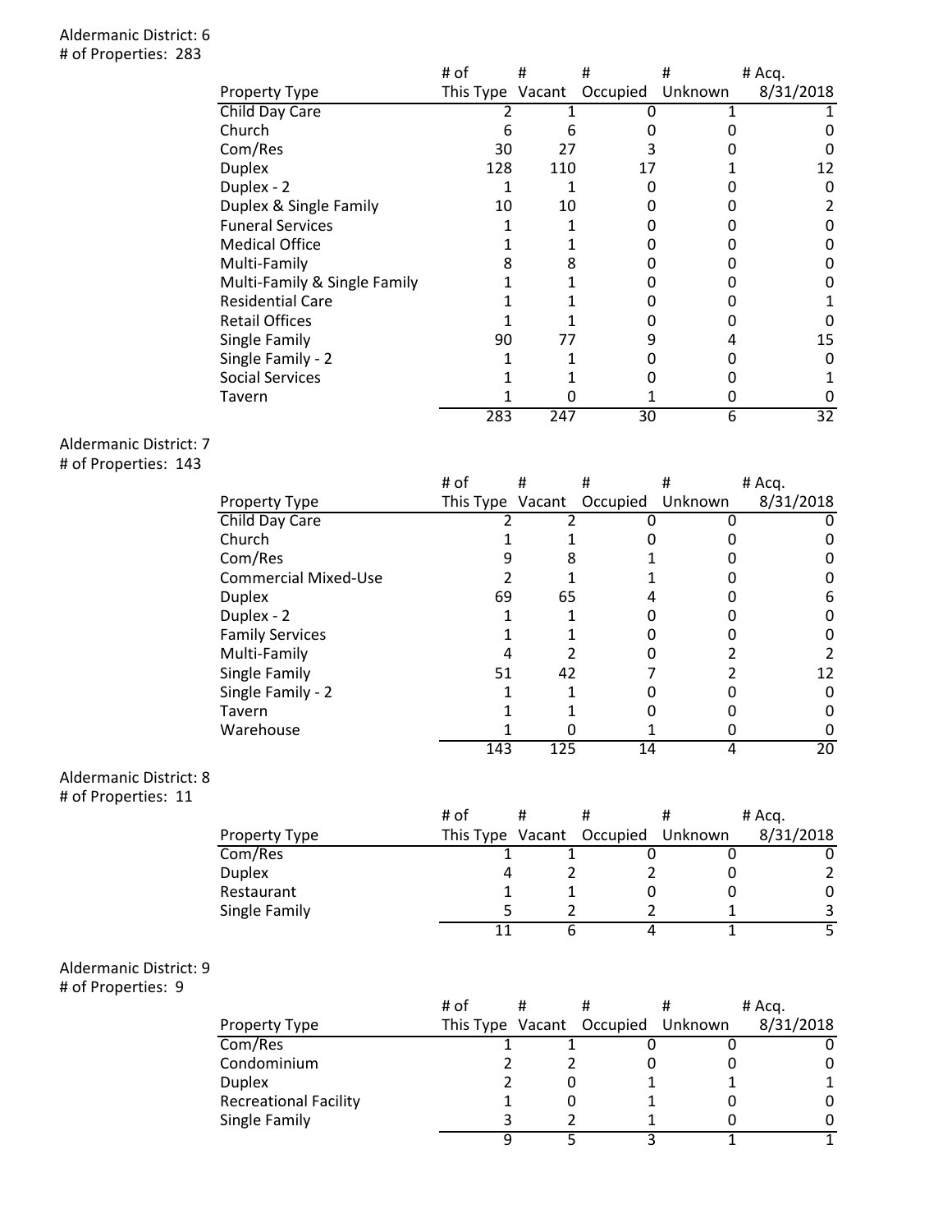Aldermanic District: 6
\# of Properties: 283

| Property Type | # of This Type | # Vacant | # Occupied | # Unknown | # Acq. 8/31/2018 |
|---|---|---|---|---|---|
| Child Day Care | 2 | 1 | 0 | 1 | 1 |
| Church | 6 | 6 | 0 | 0 | 0 |
| Com/Res | 30 | 27 | 3 | 0 | 0 |
| Duplex | 128 | 110 | 17 | 1 | 12 |
| Duplex - 2 | 1 | 1 | 0 | 0 | 0 |
| Duplex & Single Family | 10 | 10 | 0 | 0 | 2 |
| Funeral Services | 1 | 1 | 0 | 0 | 0 |
| Medical Office | 1 | 1 | 0 | 0 | 0 |
| Multi-Family | 8 | 8 | 0 | 0 | 0 |
| Multi-Family & Single Family | 1 | 1 | 0 | 0 | 0 |
| Residential Care | 1 | 1 | 0 | 0 | 1 |
| Retail Offices | 1 | 1 | 0 | 0 | 0 |
| Single Family | 90 | 77 | 9 | 4 | 15 |
| Single Family - 2 | 1 | 1 | 0 | 0 | 0 |
| Social Services | 1 | 1 | 0 | 0 | 1 |
| Tavern | 1 | 0 | 1 | 0 | 0 |
| | 283 | 247 | 30 | 6 | 32 |

Aldermanic District: 7
\# of Properties: 143

| Property Type | # of This Type | # Vacant | # Occupied | # Unknown | # Acq. 8/31/2018 |
|---|---|---|---|---|---|
| Child Day Care | 2 | 2 | 0 | 0 | 0 |
| Church | 1 | 1 | 0 | 0 | 0 |
| Com/Res | 9 | 8 | 1 | 0 | 0 |
| Commercial Mixed-Use | 2 | 1 | 1 | 0 | 0 |
| Duplex | 69 | 65 | 4 | 0 | 6 |
| Duplex - 2 | 1 | 1 | 0 | 0 | 0 |
| Family Services | 1 | 1 | 0 | 0 | 0 |
| Multi-Family | 4 | 2 | 0 | 2 | 2 |
| Single Family | 51 | 42 | 7 | 2 | 12 |
| Single Family - 2 | 1 | 1 | 0 | 0 | 0 |
| Tavern | 1 | 1 | 0 | 0 | 0 |
| Warehouse | 1 | 0 | 1 | 0 | 0 |
| | 143 | 125 | 14 | 4 | 20 |

Aldermanic District: 8
\# of Properties: 11

| Property Type | # of This Type | # Vacant | # Occupied | # Unknown | # Acq. 8/31/2018 |
|---|---|---|---|---|---|
| Com/Res | 1 | 1 | 0 | 0 | 0 |
| Duplex | 4 | 2 | 2 | 0 | 2 |
| Restaurant | 1 | 1 | 0 | 0 | 0 |
| Single Family | 5 | 2 | 2 | 1 | 3 |
| | 11 | 6 | 4 | 1 | 5 |

Aldermanic District: 9
\# of Properties: 9

| Property Type | # of This Type | # Vacant | # Occupied | # Unknown | # Acq. 8/31/2018 |
|---|---|---|---|---|---|
| Com/Res | 1 | 1 | 0 | 0 | 0 |
| Condominium | 2 | 2 | 0 | 0 | 0 |
| Duplex | 2 | 0 | 1 | 1 | 1 |
| Recreational Facility | 1 | 0 | 1 | 0 | 0 |
| Single Family | 3 | 2 | 1 | 0 | 0 |
| | 9 | 5 | 3 | 1 | 1 |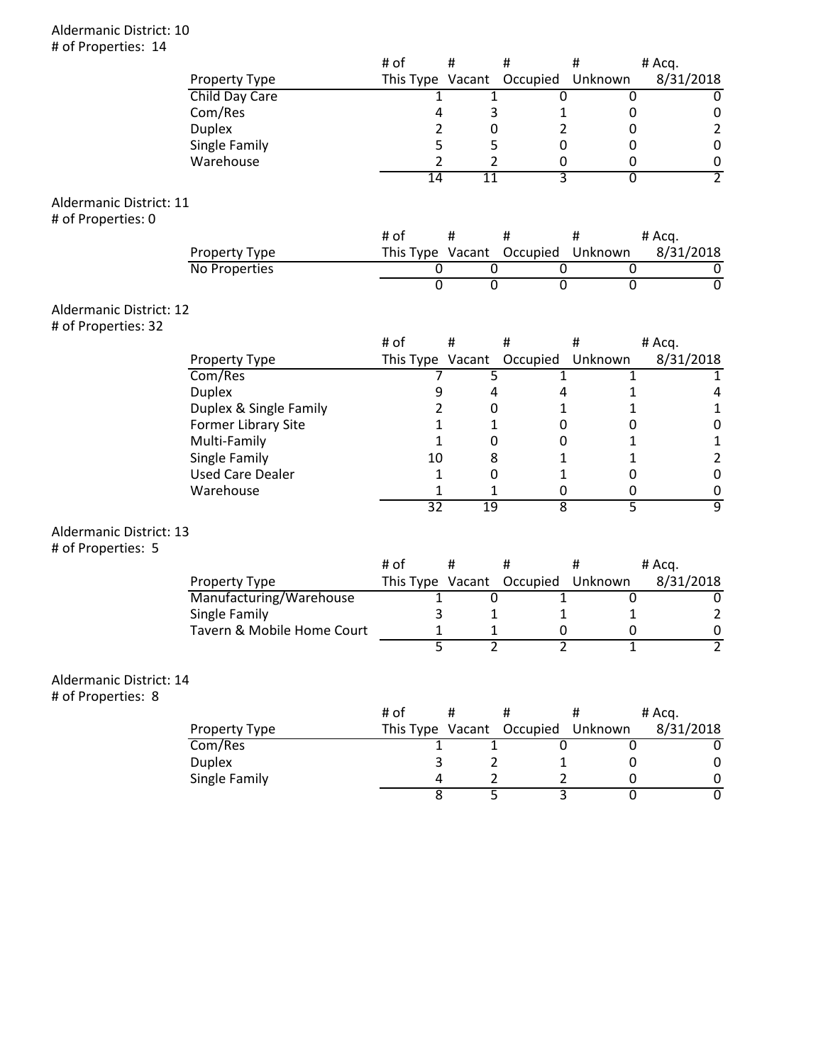Aldermanic District: 10
# of Properties: 14

| Property Type | # of This Type | # Vacant | # Occupied | # Unknown | # Acq. 8/31/2018 |
|---|---|---|---|---|---|
| Child Day Care | 1 | 1 | 0 | 0 | 0 |
| Com/Res | 4 | 3 | 1 | 0 | 0 |
| Duplex | 2 | 0 | 2 | 0 | 2 |
| Single Family | 5 | 5 | 0 | 0 | 0 |
| Warehouse | 2 | 2 | 0 | 0 | 0 |
| | 14 | 11 | 3 | 0 | 2 |

Aldermanic District: 11
# of Properties: 0

| Property Type | # of This Type | # Vacant | # Occupied | # Unknown | # Acq. 8/31/2018 |
|---|---|---|---|---|---|
| No Properties | 0 | 0 | 0 | 0 | 0 |
| | 0 | 0 | 0 | 0 | 0 |

Aldermanic District: 12
# of Properties: 32

| Property Type | # of This Type | # Vacant | # Occupied | # Unknown | # Acq. 8/31/2018 |
|---|---|---|---|---|---|
| Com/Res | 7 | 5 | 1 | 1 | 1 |
| Duplex | 9 | 4 | 4 | 1 | 4 |
| Duplex & Single Family | 2 | 0 | 1 | 1 | 1 |
| Former Library Site | 1 | 1 | 0 | 0 | 0 |
| Multi-Family | 1 | 0 | 0 | 1 | 1 |
| Single Family | 10 | 8 | 1 | 1 | 2 |
| Used Care Dealer | 1 | 0 | 1 | 0 | 0 |
| Warehouse | 1 | 1 | 0 | 0 | 0 |
| | 32 | 19 | 8 | 5 | 9 |

Aldermanic District: 13
# of Properties: 5

| Property Type | # of This Type | # Vacant | # Occupied | # Unknown | # Acq. 8/31/2018 |
|---|---|---|---|---|---|
| Manufacturing/Warehouse | 1 | 0 | 1 | 0 | 0 |
| Single Family | 3 | 1 | 1 | 1 | 2 |
| Tavern & Mobile Home Court | 1 | 1 | 0 | 0 | 0 |
| | 5 | 2 | 2 | 1 | 2 |

Aldermanic District: 14
# of Properties: 8

| Property Type | # of This Type | # Vacant | # Occupied | # Unknown | # Acq. 8/31/2018 |
|---|---|---|---|---|---|
| Com/Res | 1 | 1 | 0 | 0 | 0 |
| Duplex | 3 | 2 | 1 | 0 | 0 |
| Single Family | 4 | 2 | 2 | 0 | 0 |
| | 8 | 5 | 3 | 0 | 0 |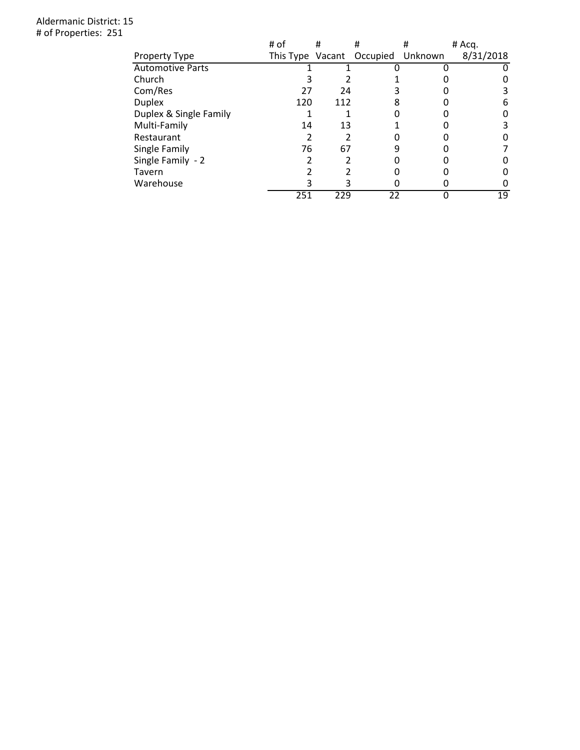Aldermanic District: 15
# of Properties: 251

| Property Type | # of This Type | # Vacant | # Occupied | # Unknown | # Acq. 8/31/2018 |
|---|---|---|---|---|---|
| Automotive Parts | 1 | 1 | 0 | 0 | 0 |
| Church | 3 | 2 | 1 | 0 | 0 |
| Com/Res | 27 | 24 | 3 | 0 | 3 |
| Duplex | 120 | 112 | 8 | 0 | 6 |
| Duplex & Single Family | 1 | 1 | 0 | 0 | 0 |
| Multi-Family | 14 | 13 | 1 | 0 | 3 |
| Restaurant | 2 | 2 | 0 | 0 | 0 |
| Single Family | 76 | 67 | 9 | 0 | 7 |
| Single Family - 2 | 2 | 2 | 0 | 0 | 0 |
| Tavern | 2 | 2 | 0 | 0 | 0 |
| Warehouse | 3 | 3 | 0 | 0 | 0 |
| | 251 | 229 | 22 | 0 | 19 |